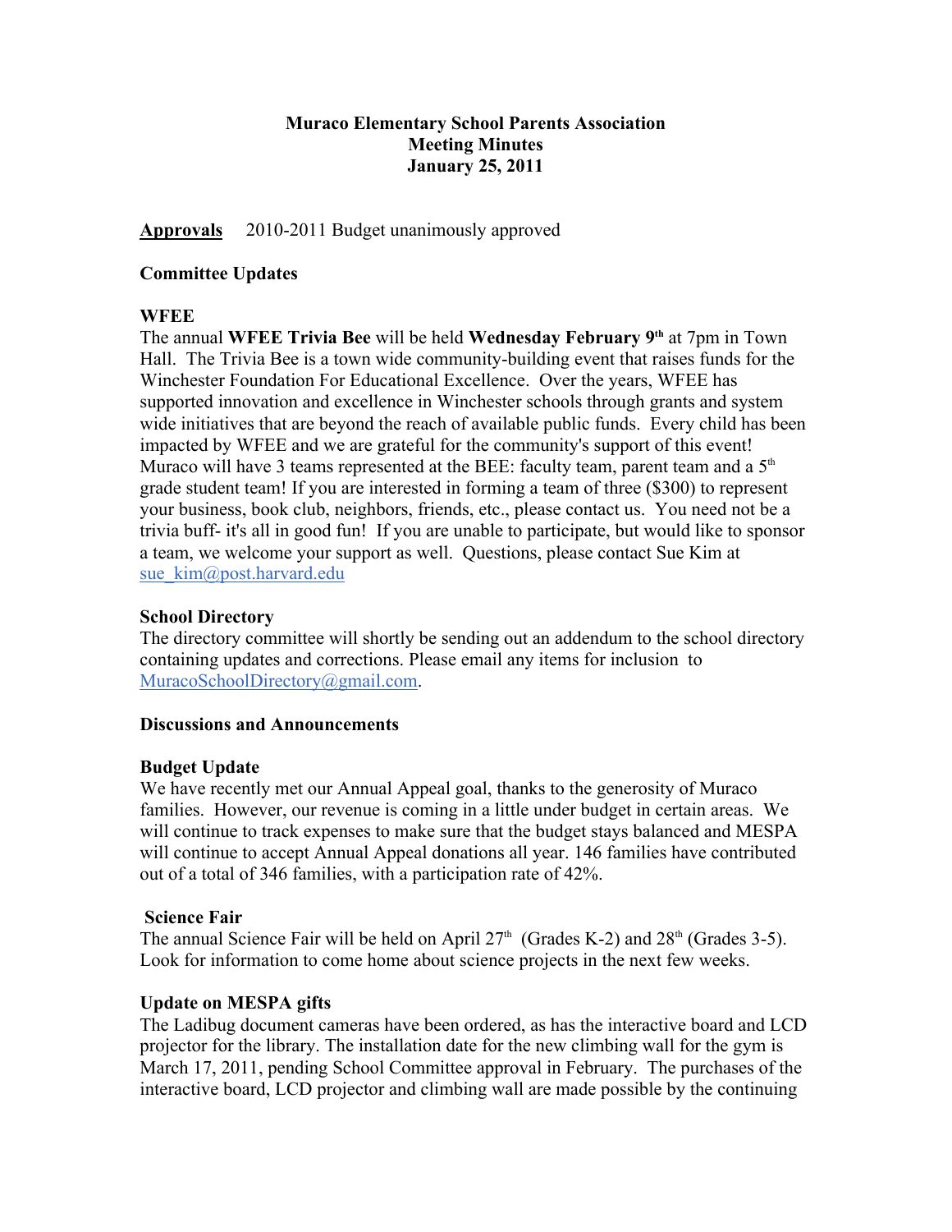**Muraco Elementary School Parents Association**
**Meeting Minutes**
**January 25, 2011**

**Approvals** 2010-2011 Budget unanimously approved

**Committee Updates**

**WFEE**

The annual **WFEE Trivia Bee** will be held **Wednesday February 9th** at 7pm in Town Hall. The Trivia Bee is a town wide community-building event that raises funds for the Winchester Foundation For Educational Excellence. Over the years, WFEE has supported innovation and excellence in Winchester schools through grants and system wide initiatives that are beyond the reach of available public funds. Every child has been impacted by WFEE and we are grateful for the community's support of this event! Muraco will have 3 teams represented at the BEE: faculty team, parent team and a 5th grade student team! If you are interested in forming a team of three ($300) to represent your business, book club, neighbors, friends, etc., please contact us. You need not be a trivia buff- it's all in good fun! If you are unable to participate, but would like to sponsor a team, we welcome your support as well. Questions, please contact Sue Kim at sue_kim@post.harvard.edu

**School Directory**

The directory committee will shortly be sending out an addendum to the school directory containing updates and corrections. Please email any items for inclusion to MuracoSchoolDirectory@gmail.com.

**Discussions and Announcements**

**Budget Update**

We have recently met our Annual Appeal goal, thanks to the generosity of Muraco families. However, our revenue is coming in a little under budget in certain areas. We will continue to track expenses to make sure that the budget stays balanced and MESPA will continue to accept Annual Appeal donations all year. 146 families have contributed out of a total of 346 families, with a participation rate of 42%.

**Science Fair**

The annual Science Fair will be held on April 27th (Grades K-2) and 28th (Grades 3-5). Look for information to come home about science projects in the next few weeks.

**Update on MESPA gifts**

The Ladibug document cameras have been ordered, as has the interactive board and LCD projector for the library. The installation date for the new climbing wall for the gym is March 17, 2011, pending School Committee approval in February. The purchases of the interactive board, LCD projector and climbing wall are made possible by the continuing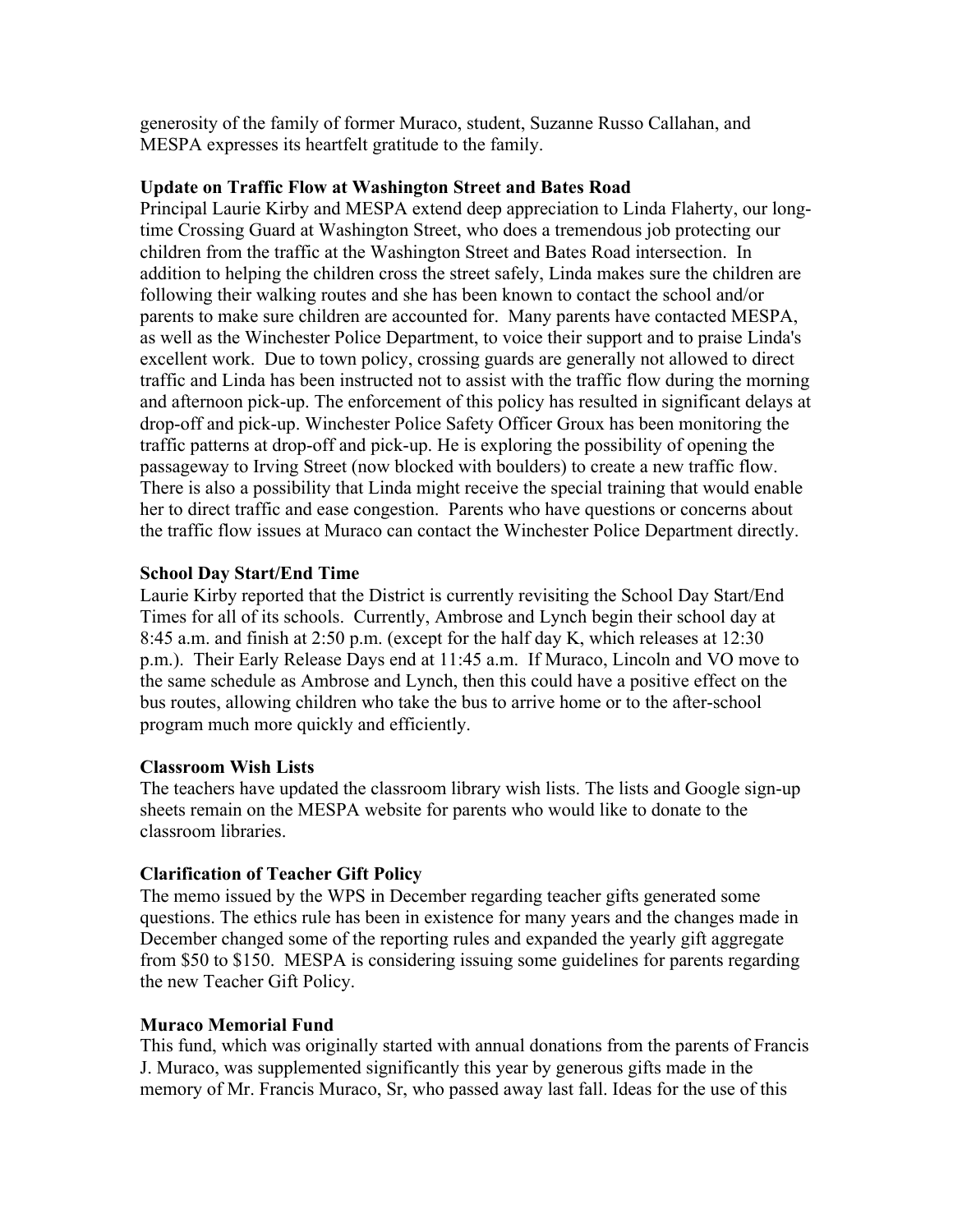generosity of the family of former Muraco, student, Suzanne Russo Callahan, and MESPA expresses its heartfelt gratitude to the family.

**Update on Traffic Flow at Washington Street and Bates Road**

Principal Laurie Kirby and MESPA extend deep appreciation to Linda Flaherty, our long-time Crossing Guard at Washington Street, who does a tremendous job protecting our children from the traffic at the Washington Street and Bates Road intersection. In addition to helping the children cross the street safely, Linda makes sure the children are following their walking routes and she has been known to contact the school and/or parents to make sure children are accounted for. Many parents have contacted MESPA, as well as the Winchester Police Department, to voice their support and to praise Linda's excellent work. Due to town policy, crossing guards are generally not allowed to direct traffic and Linda has been instructed not to assist with the traffic flow during the morning and afternoon pick-up. The enforcement of this policy has resulted in significant delays at drop-off and pick-up. Winchester Police Safety Officer Groux has been monitoring the traffic patterns at drop-off and pick-up. He is exploring the possibility of opening the passageway to Irving Street (now blocked with boulders) to create a new traffic flow. There is also a possibility that Linda might receive the special training that would enable her to direct traffic and ease congestion. Parents who have questions or concerns about the traffic flow issues at Muraco can contact the Winchester Police Department directly.

**School Day Start/End Time**

Laurie Kirby reported that the District is currently revisiting the School Day Start/End Times for all of its schools. Currently, Ambrose and Lynch begin their school day at 8:45 a.m. and finish at 2:50 p.m. (except for the half day K, which releases at 12:30 p.m.). Their Early Release Days end at 11:45 a.m. If Muraco, Lincoln and VO move to the same schedule as Ambrose and Lynch, then this could have a positive effect on the bus routes, allowing children who take the bus to arrive home or to the after-school program much more quickly and efficiently.

**Classroom Wish Lists**

The teachers have updated the classroom library wish lists. The lists and Google sign-up sheets remain on the MESPA website for parents who would like to donate to the classroom libraries.

**Clarification of Teacher Gift Policy**

The memo issued by the WPS in December regarding teacher gifts generated some questions. The ethics rule has been in existence for many years and the changes made in December changed some of the reporting rules and expanded the yearly gift aggregate from $50 to $150. MESPA is considering issuing some guidelines for parents regarding the new Teacher Gift Policy.

**Muraco Memorial Fund**

This fund, which was originally started with annual donations from the parents of Francis J. Muraco, was supplemented significantly this year by generous gifts made in the memory of Mr. Francis Muraco, Sr, who passed away last fall. Ideas for the use of this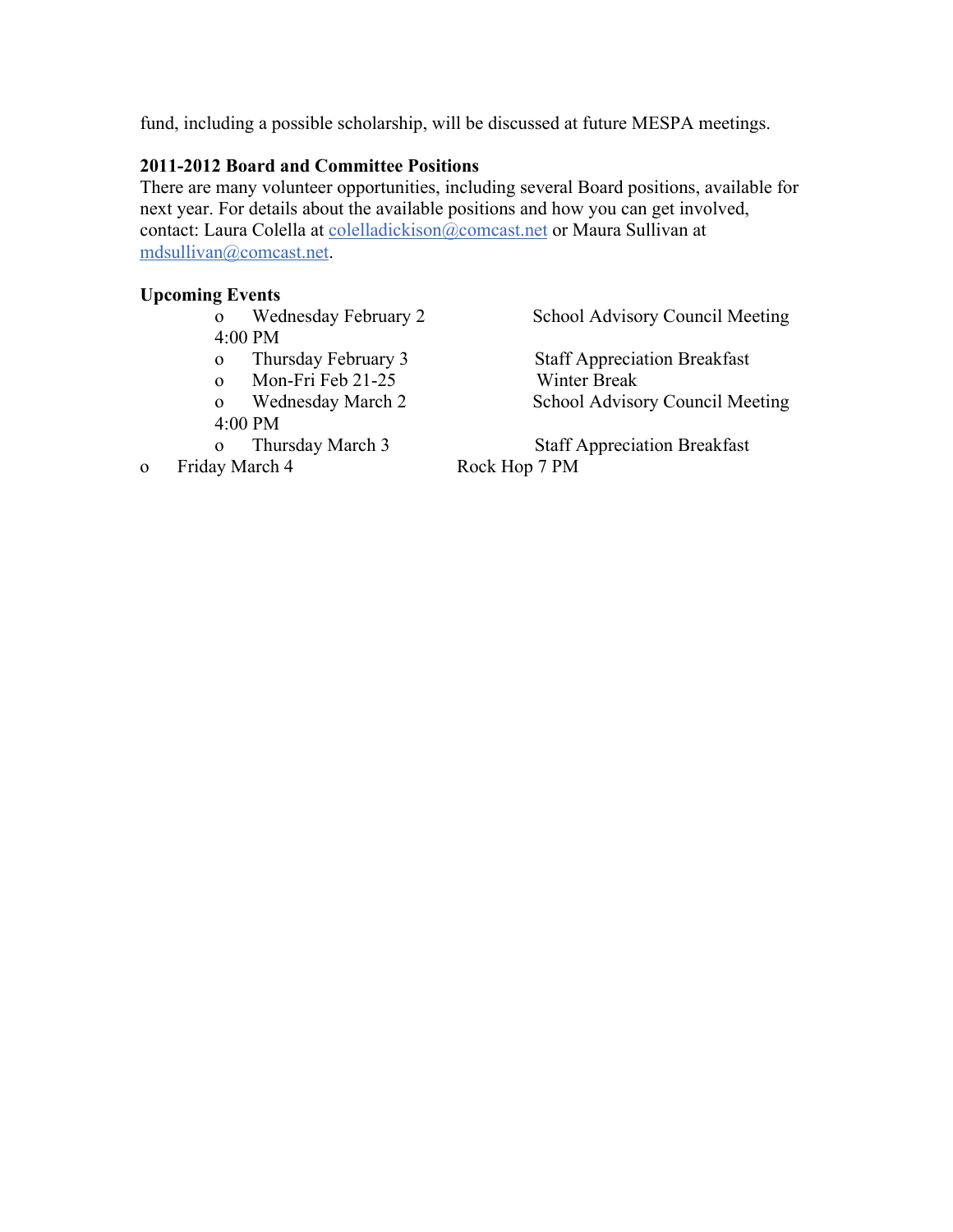fund, including a possible scholarship, will be discussed at future MESPA meetings.

**2011-2012 Board and Committee Positions**

There are many volunteer opportunities, including several Board positions, available for next year. For details about the available positions and how you can get involved, contact: Laura Colella at colelladickison@comcast.net or Maura Sullivan at mdsullivan@comcast.net.

**Upcoming Events**

- Wednesday February 2 — School Advisory Council Meeting 4:00 PM
- Thursday February 3 — Staff Appreciation Breakfast
- Mon-Fri Feb 21-25 — Winter Break
- Wednesday March 2 — School Advisory Council Meeting 4:00 PM
- Thursday March 3 — Staff Appreciation Breakfast
- Friday March 4 — Rock Hop 7 PM